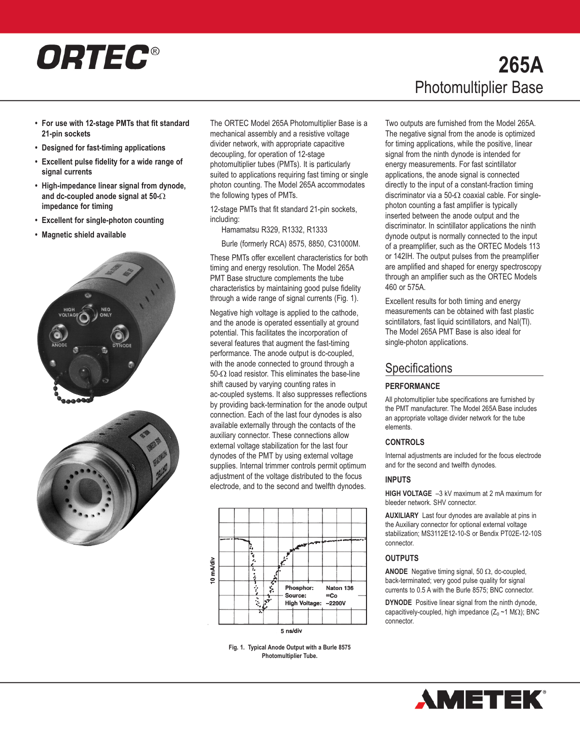# 265A

## Photomultiplier Base

- **For use with 12-stage PMTs that fit standard 21-pin sockets**
- **Designed for fast-timing applications**
- **Excellent pulse fidelity for a wide range of signal currents**
- **High-impedance linear signal from dynode, and dc-coupled anode signal at 50-Ω impedance for timing**
- **Excellent for single-photon counting**
- **Magnetic shield available**

The ORTEC Model 265A Photomultiplier Base is a mechanical assembly and a resistive voltage divider network, with appropriate capacitive decoupling, for operation of 12-stage photomultiplier tubes (PMTs). It is particularly suited to applications requiring fast timing or single photon counting. The Model 265A accommodates the following types of PMTs.

12-stage PMTs that fit standard 21-pin sockets, including:

Hamamatsu R329, R1332, R1333

Burle (formerly RCA) 8575, 8850, C31000M.

These PMTs offer excellent characteristics for both timing and energy resolution. The Model 265A PMT Base structure complements the tube characteristics by maintaining good pulse fidelity through a wide range of signal currents (Fig. 1).

Negative high voltage is applied to the cathode, and the anode is operated essentially at ground potential. This facilitates the incorporation of several features that augment the fast-timing performance. The anode output is dc-coupled, with the anode connected to ground through a 50-Ω load resistor. This eliminates the base-line shift caused by varying counting rates in ac-coupled systems. It also suppresses reflections by providing back-termination for the anode output connection. Each of the last four dynodes is also available externally through the contacts of the auxiliary connector. These connections allow external voltage stabilization for the last four dynodes of the PMT by using external voltage supplies. Internal trimmer controls permit optimum adjustment of the voltage distributed to the focus electrode, and to the second and twelfth dynodes.

10 mA/div

Phosphor: Naton 136
Source: $^{60}$Co
High Voltage: –2200V

5 ns/div

**Fig. 1. Typical Anode Output with a Burle 8575 Photomultiplier Tube.**

Two outputs are furnished from the Model 265A. The negative signal from the anode is optimized for timing applications, while the positive, linear signal from the ninth dynode is intended for energy measurements. For fast scintillator applications, the anode signal is connected directly to the input of a constant-fraction timing discriminator via a 50-Ω coaxial cable. For single-photon counting a fast amplifier is typically inserted between the anode output and the discriminator. In scintillator applications the ninth dynode output is normally connected to the input of a preamplifier, such as the ORTEC Models 113 or 142IH. The output pulses from the preamplifier are amplified and shaped for energy spectroscopy through an amplifier such as the ORTEC Models 460 or 575A.

Excellent results for both timing and energy measurements can be obtained with fast plastic scintillators, fast liquid scintillators, and NaI(Tl). The Model 265A PMT Base is also ideal for single-photon applications.

## Specifications

### PERFORMANCE

All photomultiplier tube specifications are furnished by the PMT manufacturer. The Model 265A Base includes an appropriate voltage divider network for the tube elements.

### CONTROLS

Internal adjustments are included for the focus electrode and for the second and twelfth dynodes.

### INPUTS

**HIGH VOLTAGE** –3 kV maximum at 2 mA maximum for bleeder network. SHV connector.

**AUXILIARY** Last four dynodes are available at pins in the Auxiliary connector for optional external voltage stabilization; MS3112E12-10-S or Bendix PT02E-12-10S connector.

### OUTPUTS

**ANODE** Negative timing signal, 50 Ω, dc-coupled, back-terminated; very good pulse quality for signal currents to 0.5 A with the Burle 8575; BNC connector.

**DYNODE** Positive linear signal from the ninth dynode, capacitively-coupled, high impedance ($Z_o$ ~1 MΩ); BNC connector.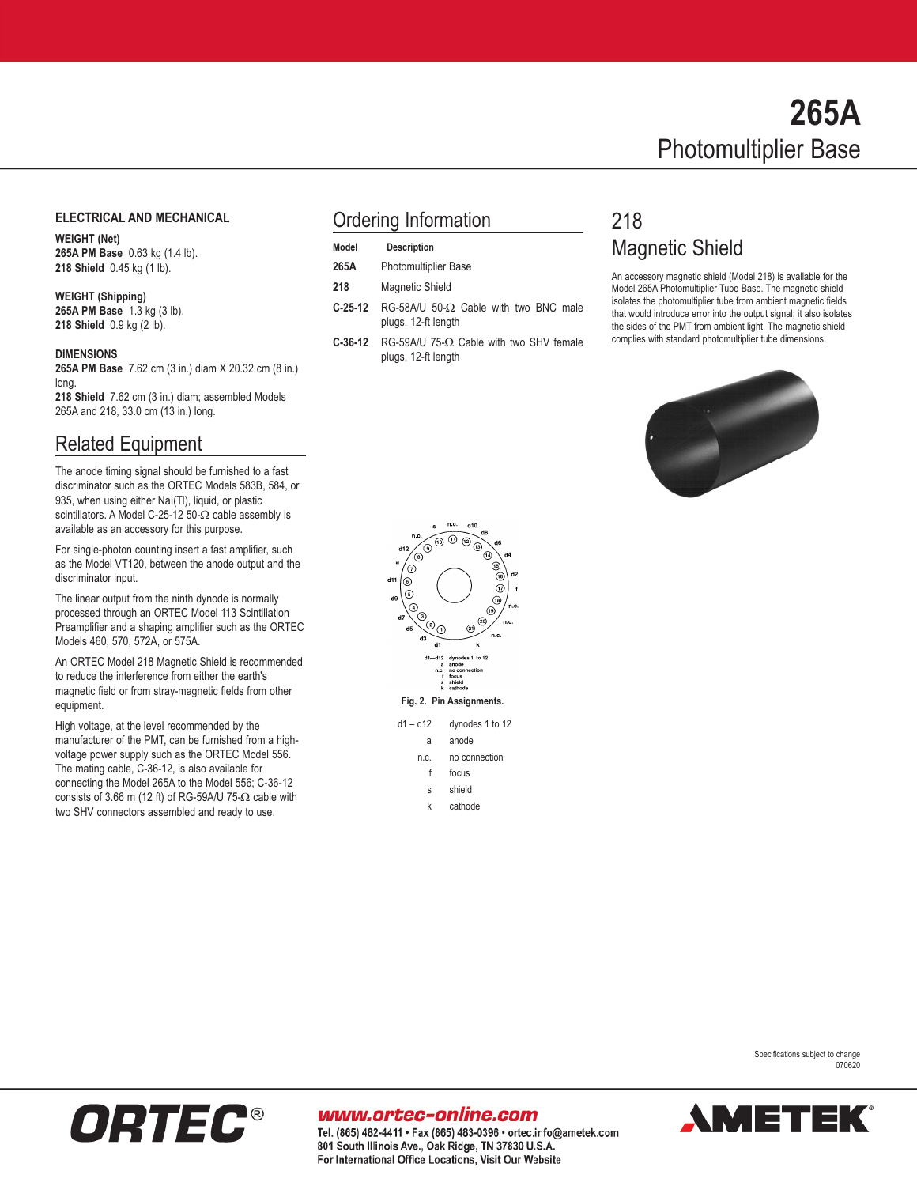# 265A

## Photomultiplier Base

### ELECTRICAL AND MECHANICAL

**WEIGHT (Net)**
**265A PM Base** 0.63 kg (1.4 lb).
**218 Shield** 0.45 kg (1 lb).

**WEIGHT (Shipping)**
**265A PM Base** 1.3 kg (3 lb).
**218 Shield** 0.9 kg (2 lb).

**DIMENSIONS**
**265A PM Base** 7.62 cm (3 in.) diam X 20.32 cm (8 in.) long.
**218 Shield** 7.62 cm (3 in.) diam; assembled Models 265A and 218, 33.0 cm (13 in.) long.

## Related Equipment

The anode timing signal should be furnished to a fast discriminator such as the ORTEC Models 583B, 584, or 935, when using either NaI(Tl), liquid, or plastic scintillators. A Model C-25-12 50-Ω cable assembly is available as an accessory for this purpose.

For single-photon counting insert a fast amplifier, such as the Model VT120, between the anode output and the discriminator input.

The linear output from the ninth dynode is normally processed through an ORTEC Model 113 Scintillation Preamplifier and a shaping amplifier such as the ORTEC Models 460, 570, 572A, or 575A.

An ORTEC Model 218 Magnetic Shield is recommended to reduce the interference from either the earth's magnetic field or from stray-magnetic fields from other equipment.

High voltage, at the level recommended by the manufacturer of the PMT, can be furnished from a high-voltage power supply such as the ORTEC Model 556. The mating cable, C-36-12, is also available for connecting the Model 265A to the Model 556; C-36-12 consists of 3.66 m (12 ft) of RG-59A/U 75-Ω cable with two SHV connectors assembled and ready to use.

## Ordering Information

| Model | Description |
|---|---|
| **265A** | Photomultiplier Base |
| **218** | Magnetic Shield |
| **C-25-12** | RG-58A/U 50-Ω Cable with two BNC male plugs, 12-ft length |
| **C-36-12** | RG-59A/U 75-Ω Cable with two SHV female plugs, 12-ft length |

s n.c. d10 d8 n.c. d6 d12 d4 a d2 d11 f d9 n.c. d7 n.c. d5 n.c. d3 d1 k
10 11 12 13 14 15 16 17 18 19 20 21 9 8 7 6 5 4 3 2 1

**Fig. 2. Pin Assignments.**

| | |
|---|---|
| d1 – d12 | dynodes 1 to 12 |
| a | anode |
| n.c. | no connection |
| f | focus |
| s | shield |
| k | cathode |

## 218
## Magnetic Shield

An accessory magnetic shield (Model 218) is available for the Model 265A Photomultiplier Tube Base. The magnetic shield isolates the photomultiplier tube from ambient magnetic fields that would introduce error into the output signal; it also isolates the sides of the PMT from ambient light. The magnetic shield complies with standard photomultiplier tube dimensions.

Specifications subject to change
070620

ORTEC®

www.ortec-online.com
Tel. (865) 482-4411 • Fax (865) 483-0396 • ortec.info@ametek.com
801 South Illinois Ave., Oak Ridge, TN 37830 U.S.A.
For International Office Locations, Visit Our Website

AMETEK®